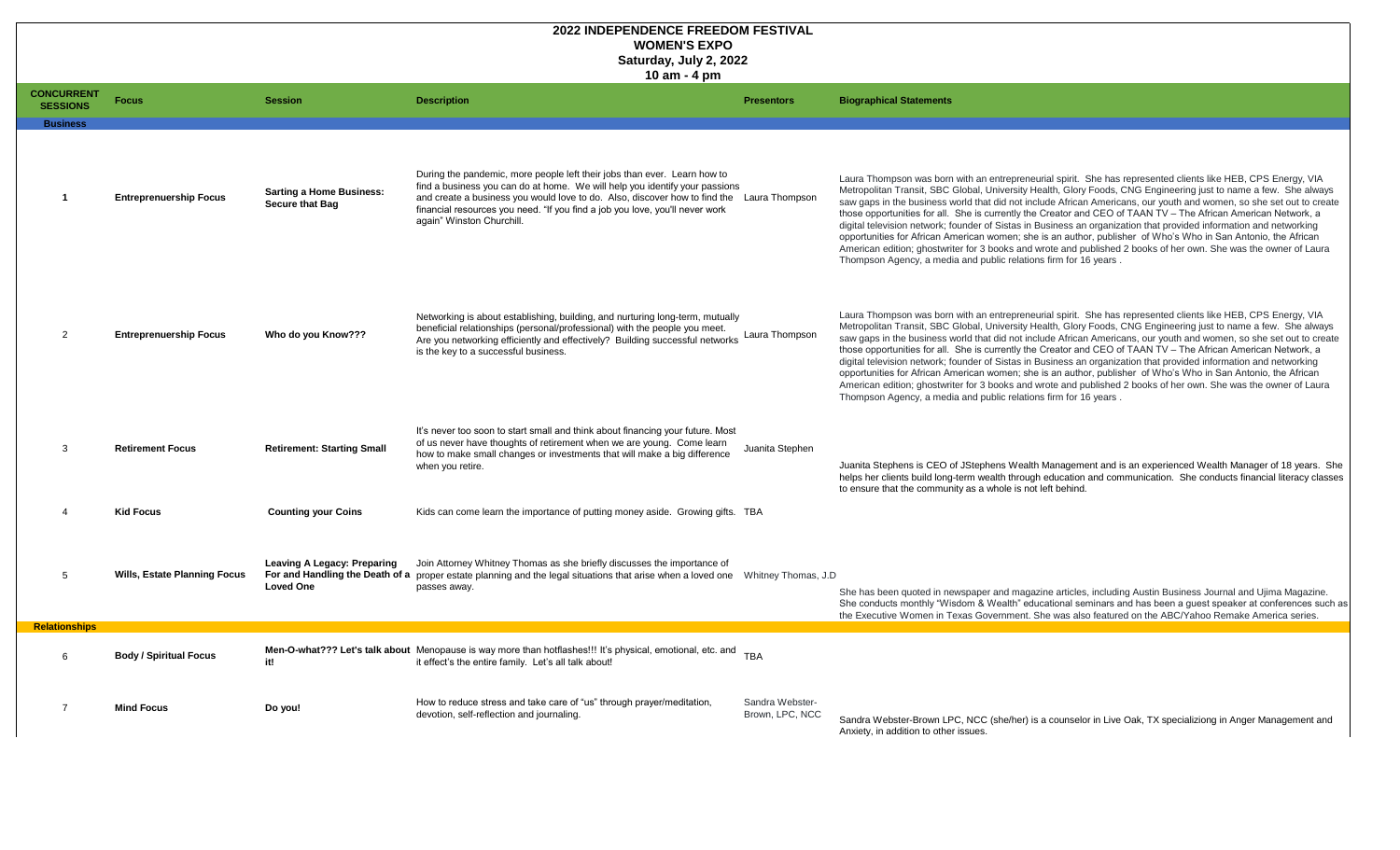# 2022 INDEPENDENCE FREEDOM FESTIVAL
## WOMEN'S EXPO
### Saturday, July 2, 2022
### 10 am - 4 pm

| CONCURRENT SESSIONS | Focus | Session | Description | Presentors | Biographical Statements |
|---|---|---|---|---|---|
| **Business** | | | | | |
| **1** | **Entreprenuership Focus** | **Sarting a Home Business: Secure that Bag** | During the pandemic, more people left their jobs than ever. Learn how to find a business you can do at home. We will help you identify your passions and create a business you would love to do. Also, discover how to find the financial resources you need. "If you find a job you love, you'll never work again" Winston Churchill. | Laura Thompson | Laura Thompson was born with an entrepreneurial spirit. She has represented clients like HEB, CPS Energy, VIA Metropolitan Transit, SBC Global, University Health, Glory Foods, CNG Engineering just to name a few. She always saw gaps in the business world that did not include African Americans, our youth and women, so she set out to create those opportunities for all. She is currently the Creator and CEO of TAAN TV – The African American Network, a digital television network; founder of Sistas in Business an organization that provided information and networking opportunities for African American women; she is an author, publisher of Who's Who in San Antonio, the African American edition; ghostwriter for 3 books and wrote and published 2 books of her own. She was the owner of Laura Thompson Agency, a media and public relations firm for 16 years . |
| 2 | **Entreprenuership Focus** | **Who do you Know???** | Networking is about establishing, building, and nurturing long-term, mutually beneficial relationships (personal/professional) with the people you meet. Are you networking efficiently and effectively? Building successful networks is the key to a successful business. | Laura Thompson | Laura Thompson was born with an entrepreneurial spirit. She has represented clients like HEB, CPS Energy, VIA Metropolitan Transit, SBC Global, University Health, Glory Foods, CNG Engineering just to name a few. She always saw gaps in the business world that did not include African Americans, our youth and women, so she set out to create those opportunities for all. She is currently the Creator and CEO of TAAN TV – The African American Network, a digital television network; founder of Sistas in Business an organization that provided information and networking opportunities for African American women; she is an author, publisher of Who's Who in San Antonio, the African American edition; ghostwriter for 3 books and wrote and published 2 books of her own. She was the owner of Laura Thompson Agency, a media and public relations firm for 16 years . |
| 3 | **Retirement Focus** | **Retirement: Starting Small** | It's never too soon to start small and think about financing your future. Most of us never have thoughts of retirement when we are young. Come learn how to make small changes or investments that will make a big difference when you retire. | Juanita Stephen | Juanita Stephens is CEO of JStephens Wealth Management and is an experienced Wealth Manager of 18 years. She helps her clients build long-term wealth through education and communication. She conducts financial literacy classes to ensure that the community as a whole is not left behind. |
| 4 | **Kid Focus** | **Counting your Coins** | Kids can come learn the importance of putting money aside. Growing gifts. | TBA | |
| 5 | **Wills, Estate Planning Focus** | **Leaving A Legacy: Preparing For and Handling the Death of a Loved One** | Join Attorney Whitney Thomas as she briefly discusses the importance of proper estate planning and the legal situations that arise when a loved one passes away. | Whitney Thomas, J.D | She has been quoted in newspaper and magazine articles, including Austin Business Journal and Ujima Magazine. She conducts monthly "Wisdom & Wealth" educational seminars and has been a guest speaker at conferences such as the Executive Women in Texas Government. She was also featured on the ABC/Yahoo Remake America series. |
| **Relationships** | | | | | |
| 6 | **Body / Spiritual Focus** | **Men-O-what??? Let's talk about it!** | Menopause is way more than hotflashes!!! It's physical, emotional, etc. and it effect's the entire family. Let's all talk about! | TBA | |
| 7 | **Mind Focus** | **Do you!** | How to reduce stress and take care of "us" through prayer/meditation, devotion, self-reflection and journaling. | Sandra Webster-Brown, LPC, NCC | Sandra Webster-Brown LPC, NCC (she/her) is a counselor in Live Oak, TX specializiong in Anger Management and Anxiety, in addition to other issues. |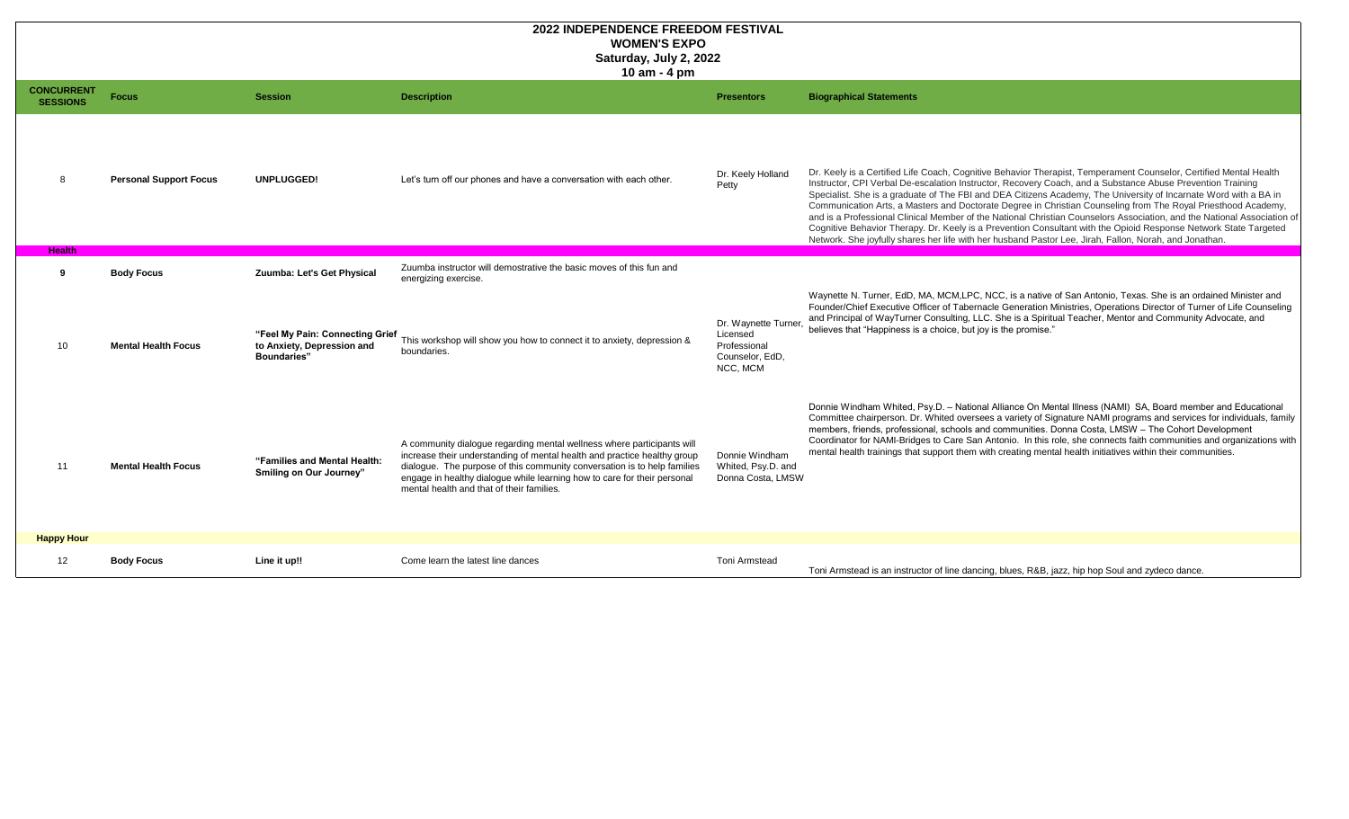# 2022 INDEPENDENCE FREEDOM FESTIVAL
## WOMEN'S EXPO
### Saturday, July 2, 2022
### 10 am - 4 pm

| CONCURRENT SESSIONS | Focus | Session | Description | Presentors | Biographical Statements |
|---|---|---|---|---|---|
| 8 | **Personal Support Focus** | **UNPLUGGED!** | Let's turn off our phones and have a conversation with each other. | Dr. Keely Holland Petty | Dr. Keely is a Certified Life Coach, Cognitive Behavior Therapist, Temperament Counselor, Certified Mental Health Instructor, CPI Verbal De-escalation Instructor, Recovery Coach, and a Substance Abuse Prevention Training Specialist. She is a graduate of The FBI and DEA Citizens Academy, The University of Incarnate Word with a BA in Communication Arts, a Masters and Doctorate Degree in Christian Counseling from The Royal Priesthood Academy, and is a Professional Clinical Member of the National Christian Counselors Association, and the National Association of Cognitive Behavior Therapy. Dr. Keely is a Prevention Consultant with the Opioid Response Network State Targeted Network. She joyfully shares her life with her husband Pastor Lee, Jirah, Fallon, Norah, and Jonathan. |
| **Health** | | | | | |
| **9** | **Body Focus** | **Zuumba: Let's Get Physical** | Zuumba instructor will demostrative the basic moves of this fun and energizing exercise. | | |
| 10 | **Mental Health Focus** | **"Feel My Pain: Connecting Grief to Anxiety, Depression and Boundaries"** | This workshop will show you how to connect it to anxiety, depression & boundaries. | Dr. Waynette Turner, Licensed Professional Counselor, EdD, NCC, MCM | Waynette N. Turner, EdD, MA, MCM,LPC, NCC, is a native of San Antonio, Texas. She is an ordained Minister and Founder/Chief Executive Officer of Tabernacle Generation Ministries, Operations Director of Turner of Life Counseling and Principal of WayTurner Consulting, LLC. She is a Spiritual Teacher, Mentor and Community Advocate, and believes that "Happiness is a choice, but joy is the promise." |
| 11 | **Mental Health Focus** | **"Families and Mental Health: Smiling on Our Journey"** | A community dialogue regarding mental wellness where participants will increase their understanding of mental health and practice healthy group dialogue. The purpose of this community conversation is to help families engage in healthy dialogue while learning how to care for their personal mental health and that of their families. | Donnie Windham Whited, Psy.D. and Donna Costa, LMSW | Donnie Windham Whited, Psy.D. – National Alliance On Mental Illness (NAMI) SA, Board member and Educational Committee chairperson. Dr. Whited oversees a variety of Signature NAMI programs and services for individuals, family members, friends, professional, schools and communities. Donna Costa, LMSW – The Cohort Development Coordinator for NAMI-Bridges to Care San Antonio. In this role, she connects faith communities and organizations with mental health trainings that support them with creating mental health initiatives within their communities. |
| **Happy Hour** | | | | | |
| 12 | **Body Focus** | **Line it up!!** | Come learn the latest line dances | Toni Armstead | Toni Armstead is an instructor of line dancing, blues, R&B, jazz, hip hop Soul and zydeco dance. |